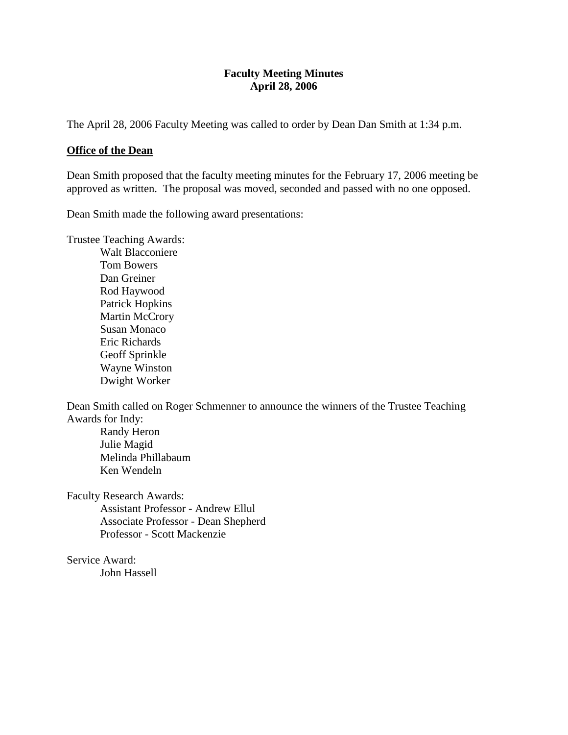# Faculty Meeting Minutes
## April 28, 2006

The April 28, 2006 Faculty Meeting was called to order by Dean Dan Smith at 1:34 p.m.

**Office of the Dean**

Dean Smith proposed that the faculty meeting minutes for the February 17, 2006 meeting be approved as written. The proposal was moved, seconded and passed with no one opposed.

Dean Smith made the following award presentations:

Trustee Teaching Awards:

- Walt Blacconiere
- Tom Bowers
- Dan Greiner
- Rod Haywood
- Patrick Hopkins
- Martin McCrory
- Susan Monaco
- Eric Richards
- Geoff Sprinkle
- Wayne Winston
- Dwight Worker

Dean Smith called on Roger Schmenner to announce the winners of the Trustee Teaching Awards for Indy:

- Randy Heron
- Julie Magid
- Melinda Phillabaum
- Ken Wendeln

Faculty Research Awards:

- Assistant Professor - Andrew Ellul
- Associate Professor - Dean Shepherd
- Professor - Scott Mackenzie

Service Award:

- John Hassell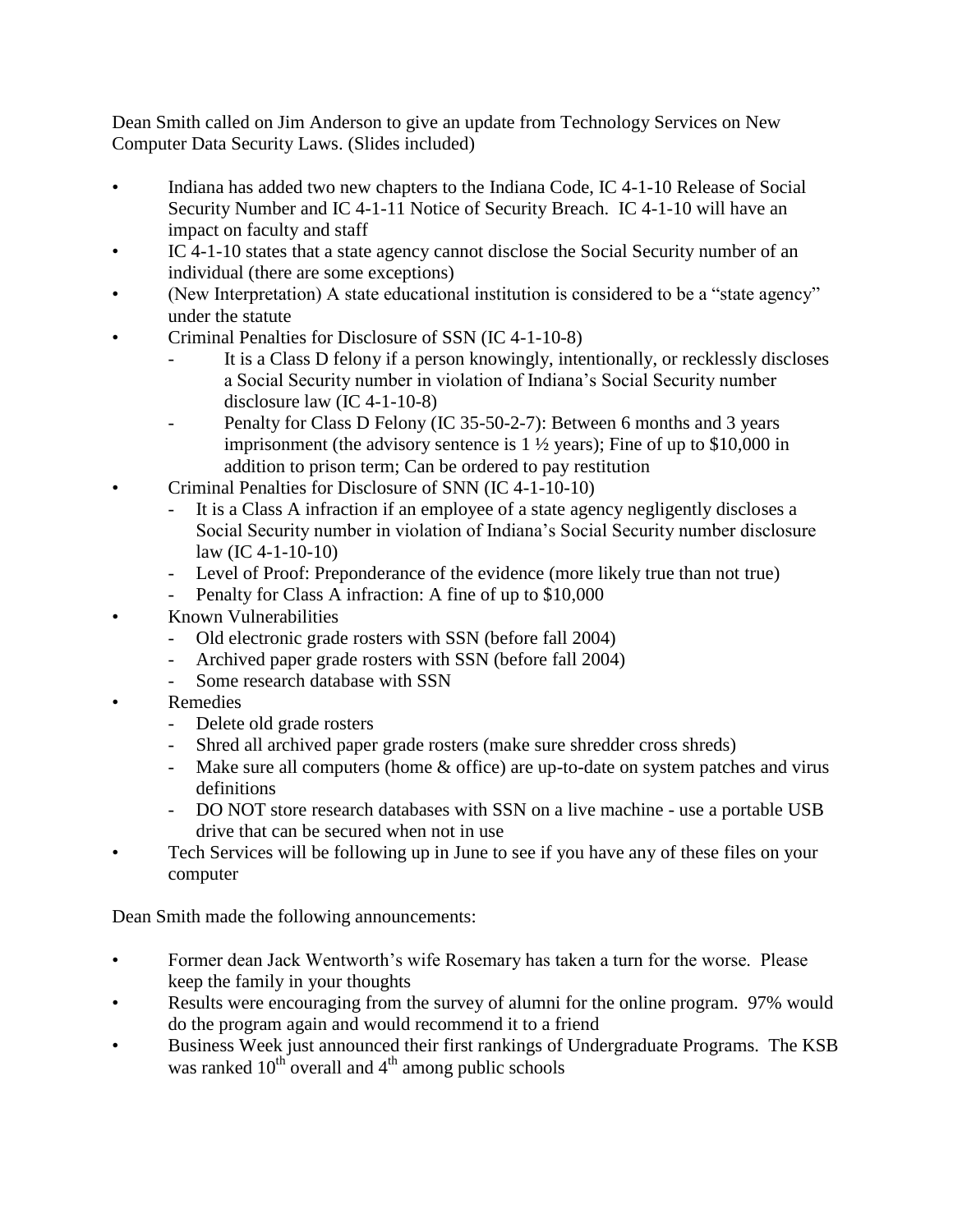Dean Smith called on Jim Anderson to give an update from Technology Services on New Computer Data Security Laws. (Slides included)

- Indiana has added two new chapters to the Indiana Code, IC 4-1-10 Release of Social Security Number and IC 4-1-11 Notice of Security Breach. IC 4-1-10 will have an impact on faculty and staff
- IC 4-1-10 states that a state agency cannot disclose the Social Security number of an individual (there are some exceptions)
- (New Interpretation) A state educational institution is considered to be a "state agency" under the statute
- Criminal Penalties for Disclosure of SSN (IC 4-1-10-8)
  - It is a Class D felony if a person knowingly, intentionally, or recklessly discloses a Social Security number in violation of Indiana's Social Security number disclosure law (IC 4-1-10-8)
  - Penalty for Class D Felony (IC 35-50-2-7): Between 6 months and 3 years imprisonment (the advisory sentence is 1 ½ years); Fine of up to $10,000 in addition to prison term; Can be ordered to pay restitution
- Criminal Penalties for Disclosure of SNN (IC 4-1-10-10)
  - It is a Class A infraction if an employee of a state agency negligently discloses a Social Security number in violation of Indiana's Social Security number disclosure law (IC 4-1-10-10)
  - Level of Proof: Preponderance of the evidence (more likely true than not true)
  - Penalty for Class A infraction: A fine of up to $10,000
- Known Vulnerabilities
  - Old electronic grade rosters with SSN (before fall 2004)
  - Archived paper grade rosters with SSN (before fall 2004)
  - Some research database with SSN
- Remedies
  - Delete old grade rosters
  - Shred all archived paper grade rosters (make sure shredder cross shreds)
  - Make sure all computers (home & office) are up-to-date on system patches and virus definitions
  - DO NOT store research databases with SSN on a live machine - use a portable USB drive that can be secured when not in use
- Tech Services will be following up in June to see if you have any of these files on your computer

Dean Smith made the following announcements:

- Former dean Jack Wentworth's wife Rosemary has taken a turn for the worse. Please keep the family in your thoughts
- Results were encouraging from the survey of alumni for the online program. 97% would do the program again and would recommend it to a friend
- Business Week just announced their first rankings of Undergraduate Programs. The KSB was ranked 10th overall and 4th among public schools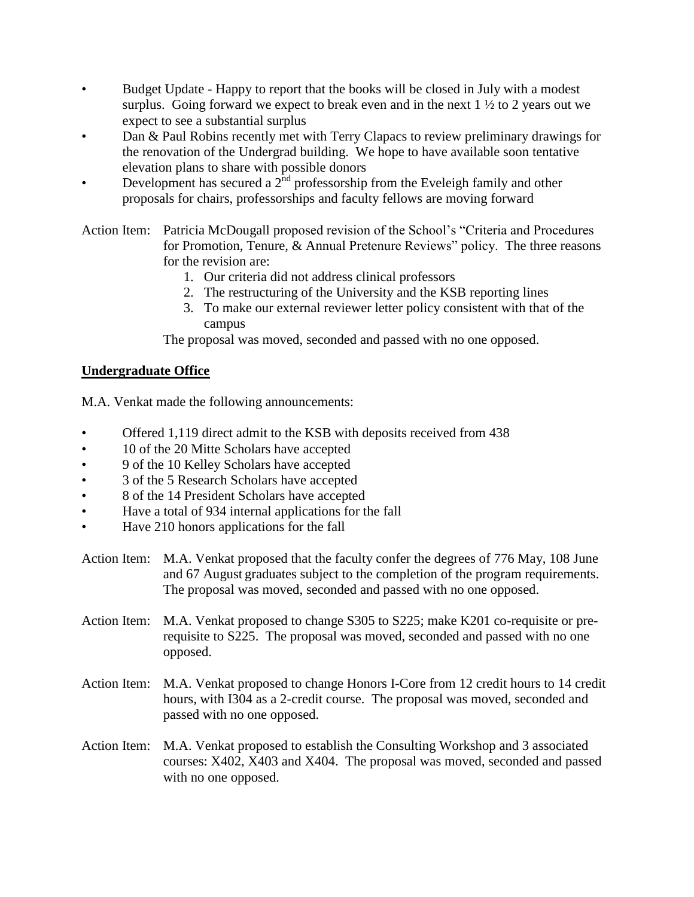- Budget Update - Happy to report that the books will be closed in July with a modest surplus. Going forward we expect to break even and in the next 1 ½ to 2 years out we expect to see a substantial surplus
- Dan & Paul Robins recently met with Terry Clapacs to review preliminary drawings for the renovation of the Undergrad building. We hope to have available soon tentative elevation plans to share with possible donors
- Development has secured a 2nd professorship from the Eveleigh family and other proposals for chairs, professorships and faculty fellows are moving forward

Action Item: Patricia McDougall proposed revision of the School's "Criteria and Procedures for Promotion, Tenure, & Annual Pretenure Reviews" policy. The three reasons for the revision are:

1. Our criteria did not address clinical professors
2. The restructuring of the University and the KSB reporting lines
3. To make our external reviewer letter policy consistent with that of the campus

The proposal was moved, seconded and passed with no one opposed.

**Undergraduate Office**

M.A. Venkat made the following announcements:

- Offered 1,119 direct admit to the KSB with deposits received from 438
- 10 of the 20 Mitte Scholars have accepted
- 9 of the 10 Kelley Scholars have accepted
- 3 of the 5 Research Scholars have accepted
- 8 of the 14 President Scholars have accepted
- Have a total of 934 internal applications for the fall
- Have 210 honors applications for the fall

Action Item: M.A. Venkat proposed that the faculty confer the degrees of 776 May, 108 June and 67 August graduates subject to the completion of the program requirements. The proposal was moved, seconded and passed with no one opposed.

Action Item: M.A. Venkat proposed to change S305 to S225; make K201 co-requisite or pre-requisite to S225. The proposal was moved, seconded and passed with no one opposed.

Action Item: M.A. Venkat proposed to change Honors I-Core from 12 credit hours to 14 credit hours, with I304 as a 2-credit course. The proposal was moved, seconded and passed with no one opposed.

Action Item: M.A. Venkat proposed to establish the Consulting Workshop and 3 associated courses: X402, X403 and X404. The proposal was moved, seconded and passed with no one opposed.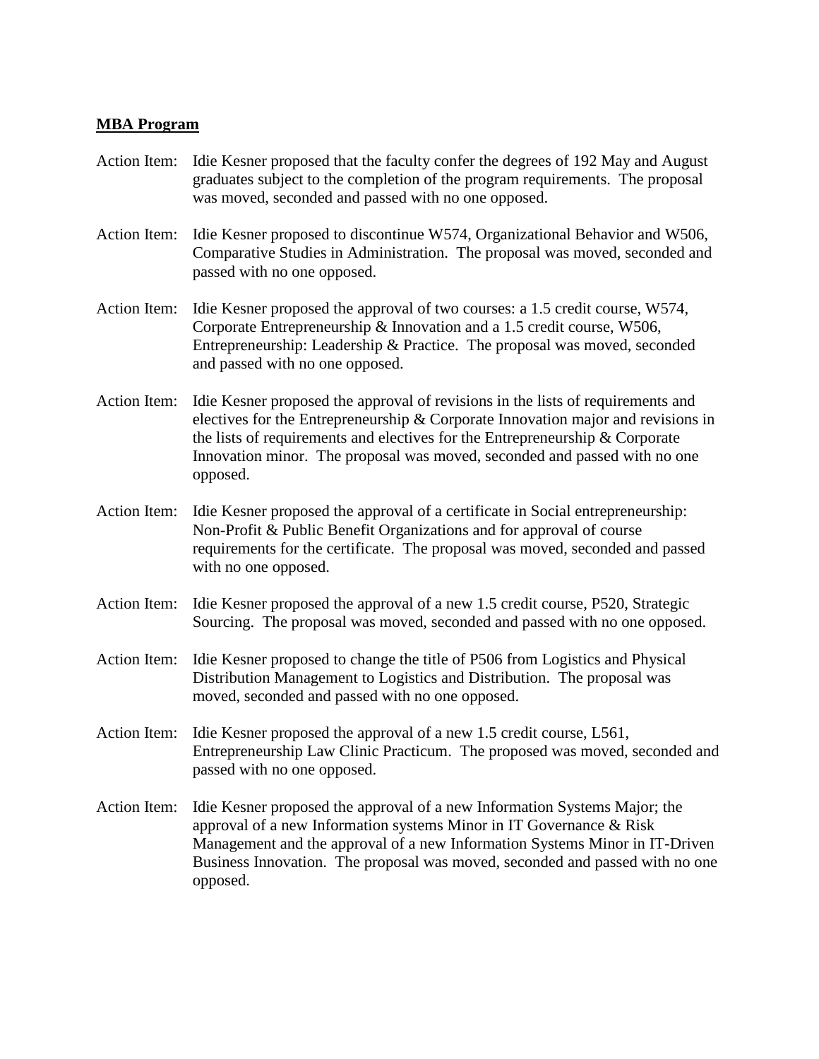**MBA Program**

Action Item: Idie Kesner proposed that the faculty confer the degrees of 192 May and August graduates subject to the completion of the program requirements. The proposal was moved, seconded and passed with no one opposed.

Action Item: Idie Kesner proposed to discontinue W574, Organizational Behavior and W506, Comparative Studies in Administration. The proposal was moved, seconded and passed with no one opposed.

Action Item: Idie Kesner proposed the approval of two courses: a 1.5 credit course, W574, Corporate Entrepreneurship & Innovation and a 1.5 credit course, W506, Entrepreneurship: Leadership & Practice. The proposal was moved, seconded and passed with no one opposed.

Action Item: Idie Kesner proposed the approval of revisions in the lists of requirements and electives for the Entrepreneurship & Corporate Innovation major and revisions in the lists of requirements and electives for the Entrepreneurship & Corporate Innovation minor. The proposal was moved, seconded and passed with no one opposed.

Action Item: Idie Kesner proposed the approval of a certificate in Social entrepreneurship: Non-Profit & Public Benefit Organizations and for approval of course requirements for the certificate. The proposal was moved, seconded and passed with no one opposed.

Action Item: Idie Kesner proposed the approval of a new 1.5 credit course, P520, Strategic Sourcing. The proposal was moved, seconded and passed with no one opposed.

Action Item: Idie Kesner proposed to change the title of P506 from Logistics and Physical Distribution Management to Logistics and Distribution. The proposal was moved, seconded and passed with no one opposed.

Action Item: Idie Kesner proposed the approval of a new 1.5 credit course, L561, Entrepreneurship Law Clinic Practicum. The proposed was moved, seconded and passed with no one opposed.

Action Item: Idie Kesner proposed the approval of a new Information Systems Major; the approval of a new Information systems Minor in IT Governance & Risk Management and the approval of a new Information Systems Minor in IT-Driven Business Innovation. The proposal was moved, seconded and passed with no one opposed.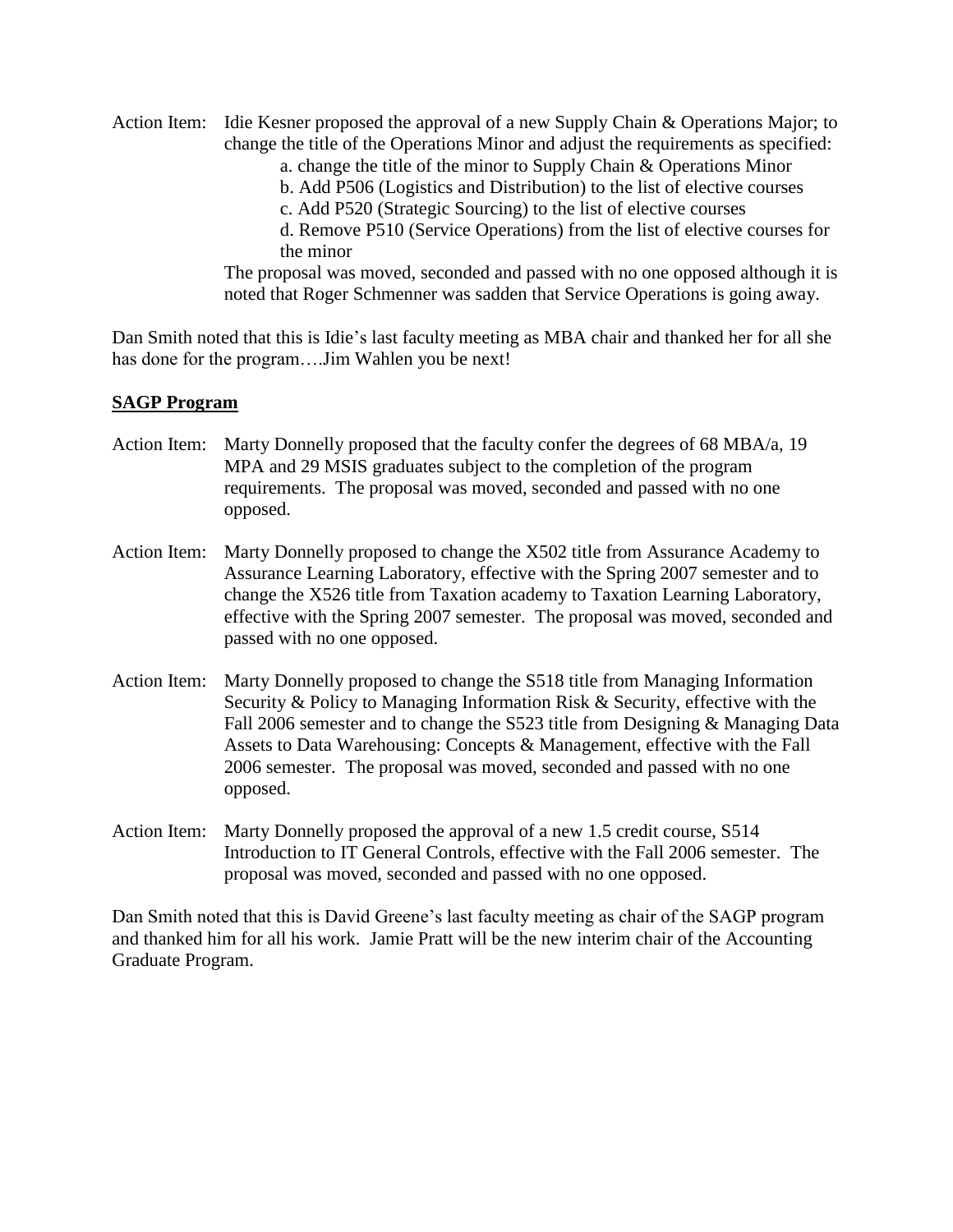Action Item: Idie Kesner proposed the approval of a new Supply Chain & Operations Major; to change the title of the Operations Minor and adjust the requirements as specified:

a. change the title of the minor to Supply Chain & Operations Minor
b. Add P506 (Logistics and Distribution) to the list of elective courses
c. Add P520 (Strategic Sourcing) to the list of elective courses
d. Remove P510 (Service Operations) from the list of elective courses for the minor

The proposal was moved, seconded and passed with no one opposed although it is noted that Roger Schmenner was sadden that Service Operations is going away.

Dan Smith noted that this is Idie's last faculty meeting as MBA chair and thanked her for all she has done for the program….Jim Wahlen you be next!

**SAGP Program**

Action Item: Marty Donnelly proposed that the faculty confer the degrees of 68 MBA/a, 19 MPA and 29 MSIS graduates subject to the completion of the program requirements. The proposal was moved, seconded and passed with no one opposed.

Action Item: Marty Donnelly proposed to change the X502 title from Assurance Academy to Assurance Learning Laboratory, effective with the Spring 2007 semester and to change the X526 title from Taxation academy to Taxation Learning Laboratory, effective with the Spring 2007 semester. The proposal was moved, seconded and passed with no one opposed.

Action Item: Marty Donnelly proposed to change the S518 title from Managing Information Security & Policy to Managing Information Risk & Security, effective with the Fall 2006 semester and to change the S523 title from Designing & Managing Data Assets to Data Warehousing: Concepts & Management, effective with the Fall 2006 semester. The proposal was moved, seconded and passed with no one opposed.

Action Item: Marty Donnelly proposed the approval of a new 1.5 credit course, S514 Introduction to IT General Controls, effective with the Fall 2006 semester. The proposal was moved, seconded and passed with no one opposed.

Dan Smith noted that this is David Greene's last faculty meeting as chair of the SAGP program and thanked him for all his work. Jamie Pratt will be the new interim chair of the Accounting Graduate Program.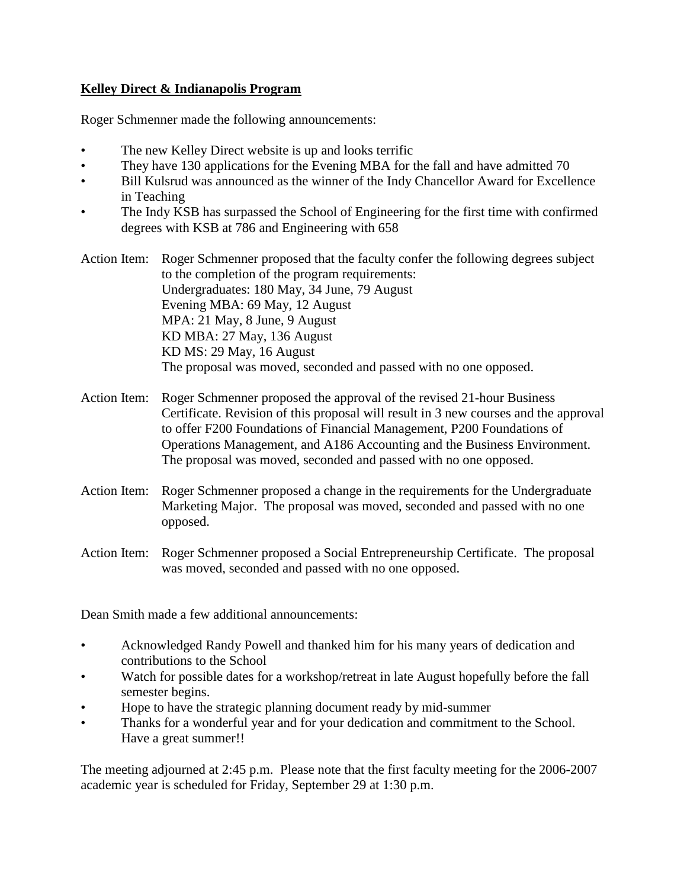**Kelley Direct & Indianapolis Program**

Roger Schmenner made the following announcements:

- The new Kelley Direct website is up and looks terrific
- They have 130 applications for the Evening MBA for the fall and have admitted 70
- Bill Kulsrud was announced as the winner of the Indy Chancellor Award for Excellence in Teaching
- The Indy KSB has surpassed the School of Engineering for the first time with confirmed degrees with KSB at 786 and Engineering with 658

Action Item: Roger Schmenner proposed that the faculty confer the following degrees subject to the completion of the program requirements:
Undergraduates: 180 May, 34 June, 79 August
Evening MBA: 69 May, 12 August
MPA: 21 May, 8 June, 9 August
KD MBA: 27 May, 136 August
KD MS: 29 May, 16 August
The proposal was moved, seconded and passed with no one opposed.

Action Item: Roger Schmenner proposed the approval of the revised 21-hour Business Certificate. Revision of this proposal will result in 3 new courses and the approval to offer F200 Foundations of Financial Management, P200 Foundations of Operations Management, and A186 Accounting and the Business Environment. The proposal was moved, seconded and passed with no one opposed.

Action Item: Roger Schmenner proposed a change in the requirements for the Undergraduate Marketing Major. The proposal was moved, seconded and passed with no one opposed.

Action Item: Roger Schmenner proposed a Social Entrepreneurship Certificate. The proposal was moved, seconded and passed with no one opposed.

Dean Smith made a few additional announcements:

- Acknowledged Randy Powell and thanked him for his many years of dedication and contributions to the School
- Watch for possible dates for a workshop/retreat in late August hopefully before the fall semester begins.
- Hope to have the strategic planning document ready by mid-summer
- Thanks for a wonderful year and for your dedication and commitment to the School. Have a great summer!!

The meeting adjourned at 2:45 p.m. Please note that the first faculty meeting for the 2006-2007 academic year is scheduled for Friday, September 29 at 1:30 p.m.